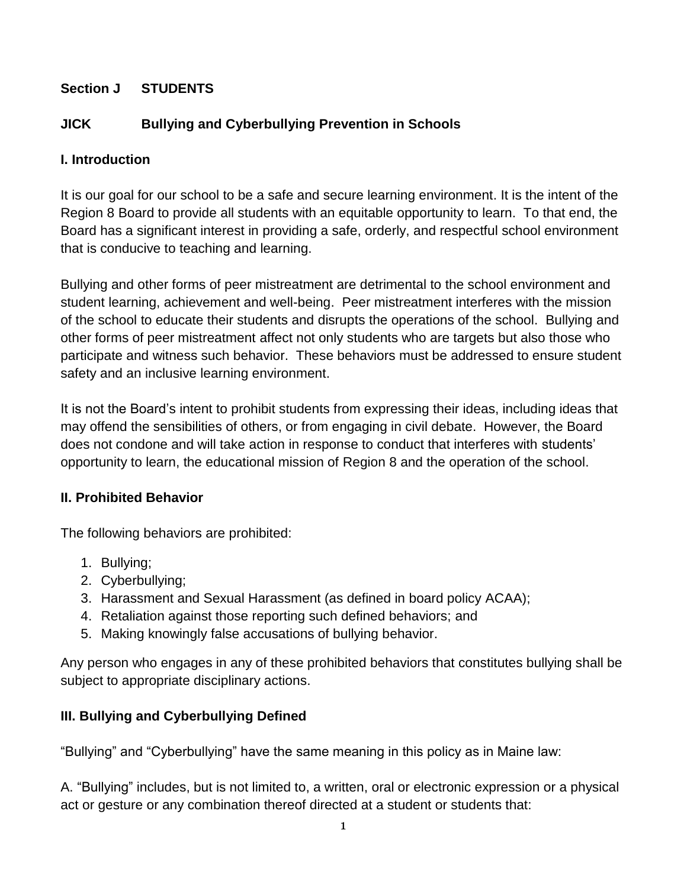## Section J STUDENTS

## JICK Bullying and Cyberbullying Prevention in Schools

### I. Introduction

It is our goal for our school to be a safe and secure learning environment. It is the intent of the Region 8 Board to provide all students with an equitable opportunity to learn. To that end, the Board has a significant interest in providing a safe, orderly, and respectful school environment that is conducive to teaching and learning.

Bullying and other forms of peer mistreatment are detrimental to the school environment and student learning, achievement and well-being. Peer mistreatment interferes with the mission of the school to educate their students and disrupts the operations of the school. Bullying and other forms of peer mistreatment affect not only students who are targets but also those who participate and witness such behavior. These behaviors must be addressed to ensure student safety and an inclusive learning environment.

It is not the Board's intent to prohibit students from expressing their ideas, including ideas that may offend the sensibilities of others, or from engaging in civil debate. However, the Board does not condone and will take action in response to conduct that interferes with students' opportunity to learn, the educational mission of Region 8 and the operation of the school.

### II. Prohibited Behavior

The following behaviors are prohibited:

1. Bullying;
2. Cyberbullying;
3. Harassment and Sexual Harassment (as defined in board policy ACAA);
4. Retaliation against those reporting such defined behaviors; and
5. Making knowingly false accusations of bullying behavior.

Any person who engages in any of these prohibited behaviors that constitutes bullying shall be subject to appropriate disciplinary actions.

### III. Bullying and Cyberbullying Defined

"Bullying" and "Cyberbullying" have the same meaning in this policy as in Maine law:

A. "Bullying" includes, but is not limited to, a written, oral or electronic expression or a physical act or gesture or any combination thereof directed at a student or students that: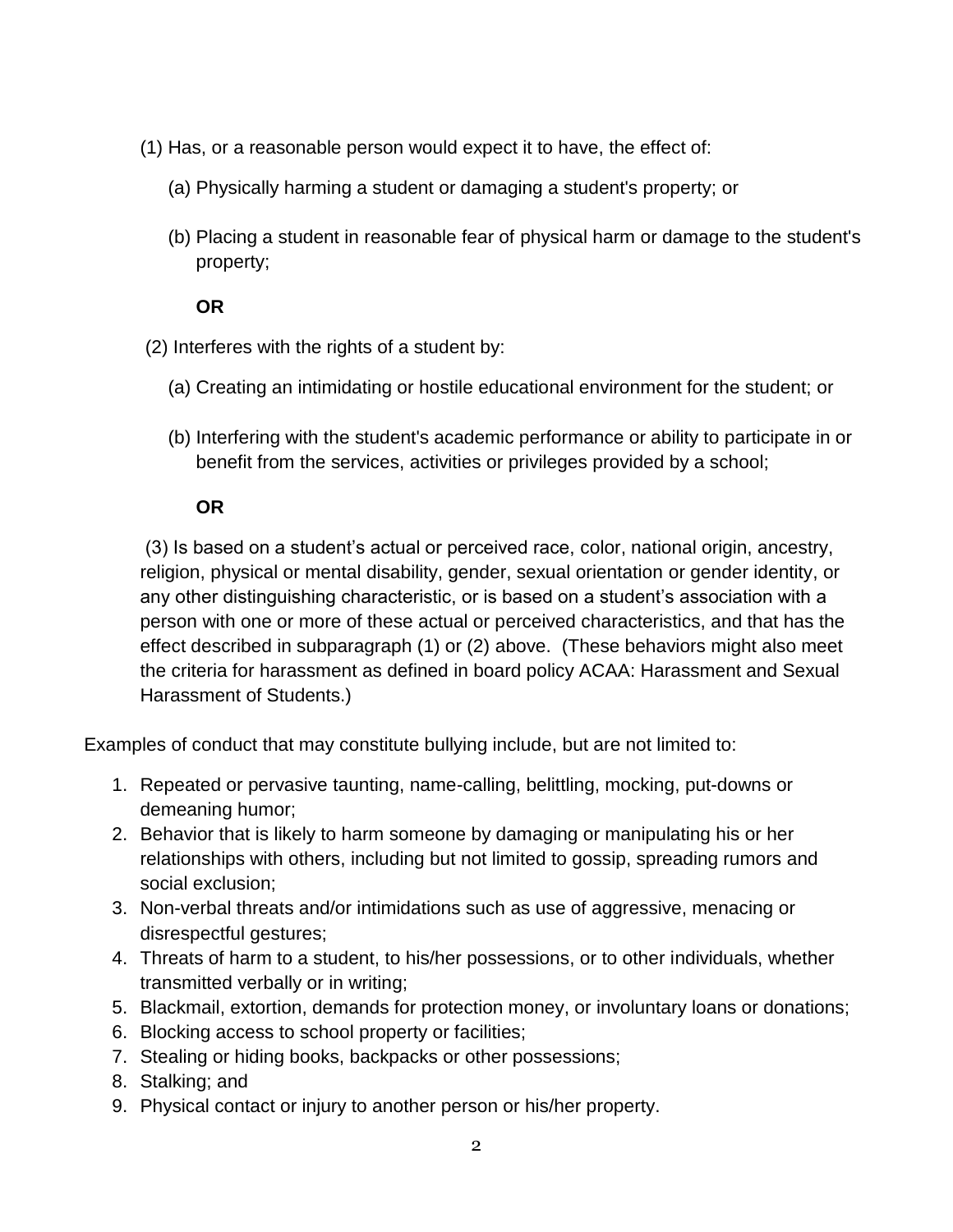(1) Has, or a reasonable person would expect it to have, the effect of:

(a) Physically harming a student or damaging a student's property; or

(b) Placing a student in reasonable fear of physical harm or damage to the student's property;

**OR**

(2) Interferes with the rights of a student by:

(a) Creating an intimidating or hostile educational environment for the student; or

(b) Interfering with the student's academic performance or ability to participate in or benefit from the services, activities or privileges provided by a school;

**OR**

(3) Is based on a student's actual or perceived race, color, national origin, ancestry, religion, physical or mental disability, gender, sexual orientation or gender identity, or any other distinguishing characteristic, or is based on a student's association with a person with one or more of these actual or perceived characteristics, and that has the effect described in subparagraph (1) or (2) above. (These behaviors might also meet the criteria for harassment as defined in board policy ACAA: Harassment and Sexual Harassment of Students.)

Examples of conduct that may constitute bullying include, but are not limited to:

1. Repeated or pervasive taunting, name-calling, belittling, mocking, put-downs or demeaning humor;
2. Behavior that is likely to harm someone by damaging or manipulating his or her relationships with others, including but not limited to gossip, spreading rumors and social exclusion;
3. Non-verbal threats and/or intimidations such as use of aggressive, menacing or disrespectful gestures;
4. Threats of harm to a student, to his/her possessions, or to other individuals, whether transmitted verbally or in writing;
5. Blackmail, extortion, demands for protection money, or involuntary loans or donations;
6. Blocking access to school property or facilities;
7. Stealing or hiding books, backpacks or other possessions;
8. Stalking; and
9. Physical contact or injury to another person or his/her property.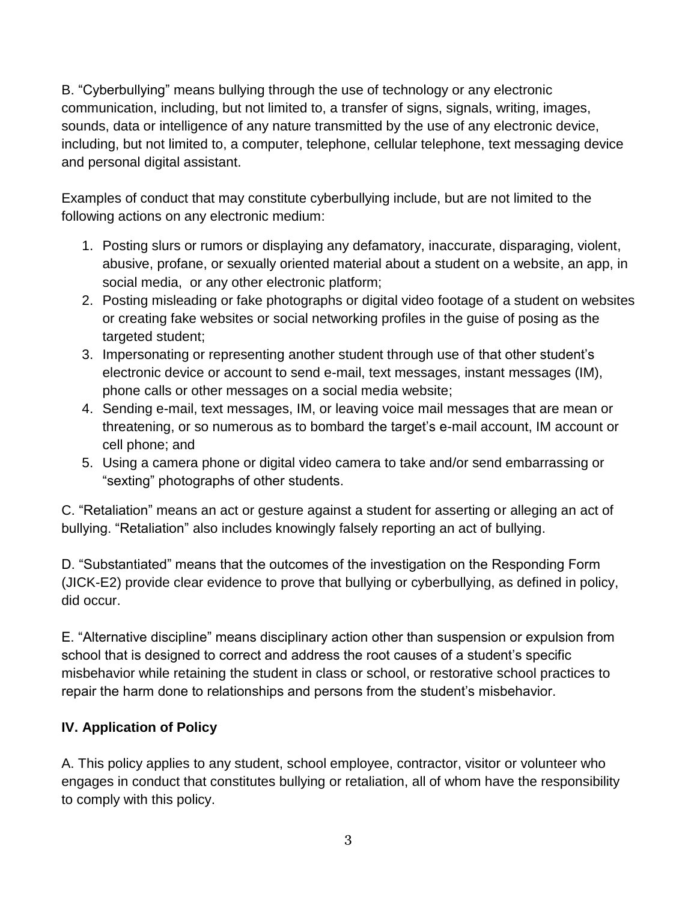B. “Cyberbullying” means bullying through the use of technology or any electronic communication, including, but not limited to, a transfer of signs, signals, writing, images, sounds, data or intelligence of any nature transmitted by the use of any electronic device, including, but not limited to, a computer, telephone, cellular telephone, text messaging device and personal digital assistant.

Examples of conduct that may constitute cyberbullying include, but are not limited to the following actions on any electronic medium:

1. Posting slurs or rumors or displaying any defamatory, inaccurate, disparaging, violent, abusive, profane, or sexually oriented material about a student on a website, an app, in social media, or any other electronic platform;
2. Posting misleading or fake photographs or digital video footage of a student on websites or creating fake websites or social networking profiles in the guise of posing as the targeted student;
3. Impersonating or representing another student through use of that other student’s electronic device or account to send e-mail, text messages, instant messages (IM), phone calls or other messages on a social media website;
4. Sending e-mail, text messages, IM, or leaving voice mail messages that are mean or threatening, or so numerous as to bombard the target’s e-mail account, IM account or cell phone; and
5. Using a camera phone or digital video camera to take and/or send embarrassing or “sexting” photographs of other students.

C. “Retaliation” means an act or gesture against a student for asserting or alleging an act of bullying. “Retaliation” also includes knowingly falsely reporting an act of bullying.

D. “Substantiated” means that the outcomes of the investigation on the Responding Form (JICK-E2) provide clear evidence to prove that bullying or cyberbullying, as defined in policy, did occur.

E. “Alternative discipline” means disciplinary action other than suspension or expulsion from school that is designed to correct and address the root causes of a student’s specific misbehavior while retaining the student in class or school, or restorative school practices to repair the harm done to relationships and persons from the student’s misbehavior.

## IV. Application of Policy

A. This policy applies to any student, school employee, contractor, visitor or volunteer who engages in conduct that constitutes bullying or retaliation, all of whom have the responsibility to comply with this policy.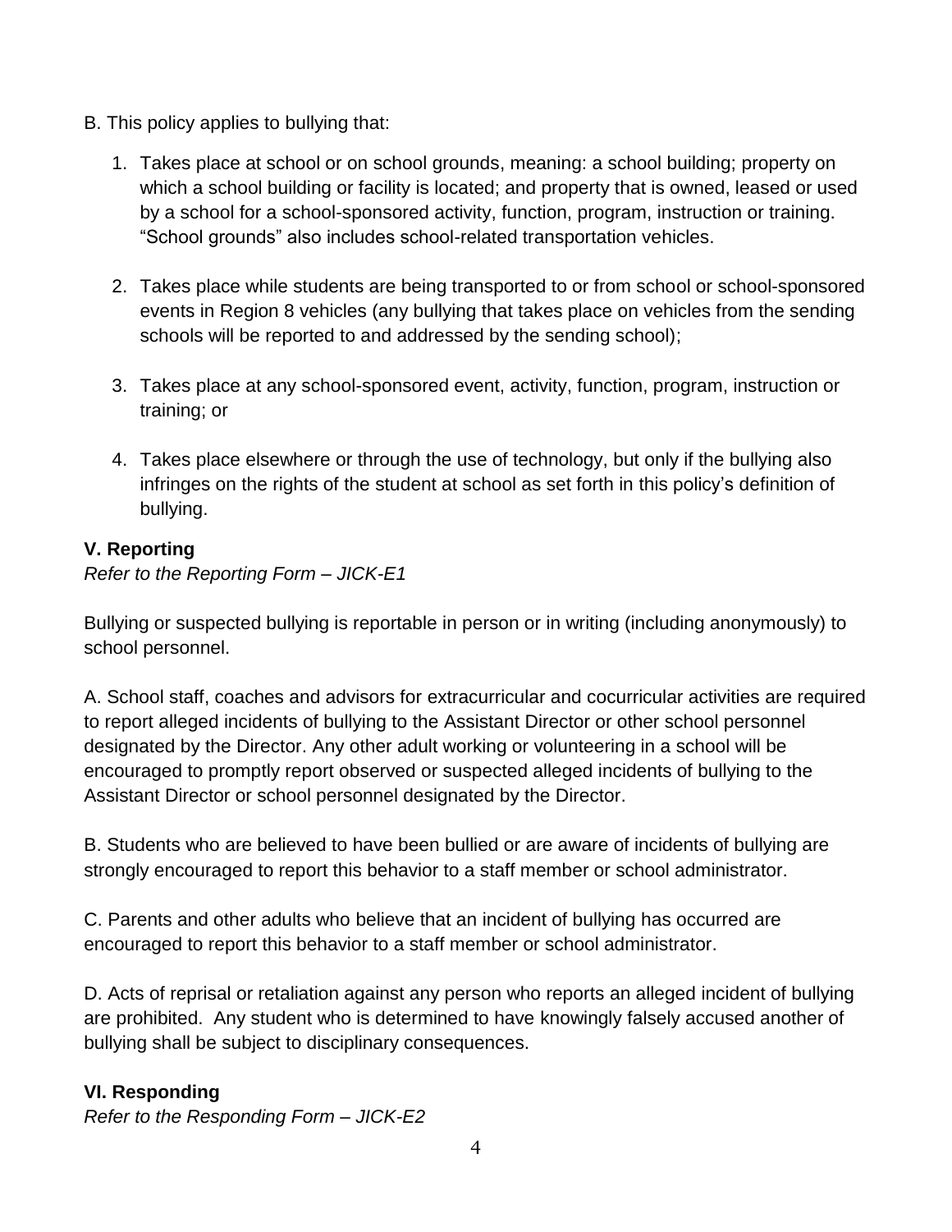B. This policy applies to bullying that:

1. Takes place at school or on school grounds, meaning: a school building; property on which a school building or facility is located; and property that is owned, leased or used by a school for a school-sponsored activity, function, program, instruction or training. “School grounds” also includes school-related transportation vehicles.

2. Takes place while students are being transported to or from school or school-sponsored events in Region 8 vehicles (any bullying that takes place on vehicles from the sending schools will be reported to and addressed by the sending school);

3. Takes place at any school-sponsored event, activity, function, program, instruction or training; or

4. Takes place elsewhere or through the use of technology, but only if the bullying also infringes on the rights of the student at school as set forth in this policy’s definition of bullying.

**V. Reporting**

*Refer to the Reporting Form – JICK-E1*

Bullying or suspected bullying is reportable in person or in writing (including anonymously) to school personnel.

A. School staff, coaches and advisors for extracurricular and cocurricular activities are required to report alleged incidents of bullying to the Assistant Director or other school personnel designated by the Director. Any other adult working or volunteering in a school will be encouraged to promptly report observed or suspected alleged incidents of bullying to the Assistant Director or school personnel designated by the Director.

B. Students who are believed to have been bullied or are aware of incidents of bullying are strongly encouraged to report this behavior to a staff member or school administrator.

C. Parents and other adults who believe that an incident of bullying has occurred are encouraged to report this behavior to a staff member or school administrator.

D. Acts of reprisal or retaliation against any person who reports an alleged incident of bullying are prohibited. Any student who is determined to have knowingly falsely accused another of bullying shall be subject to disciplinary consequences.

**VI. Responding**

*Refer to the Responding Form – JICK-E2*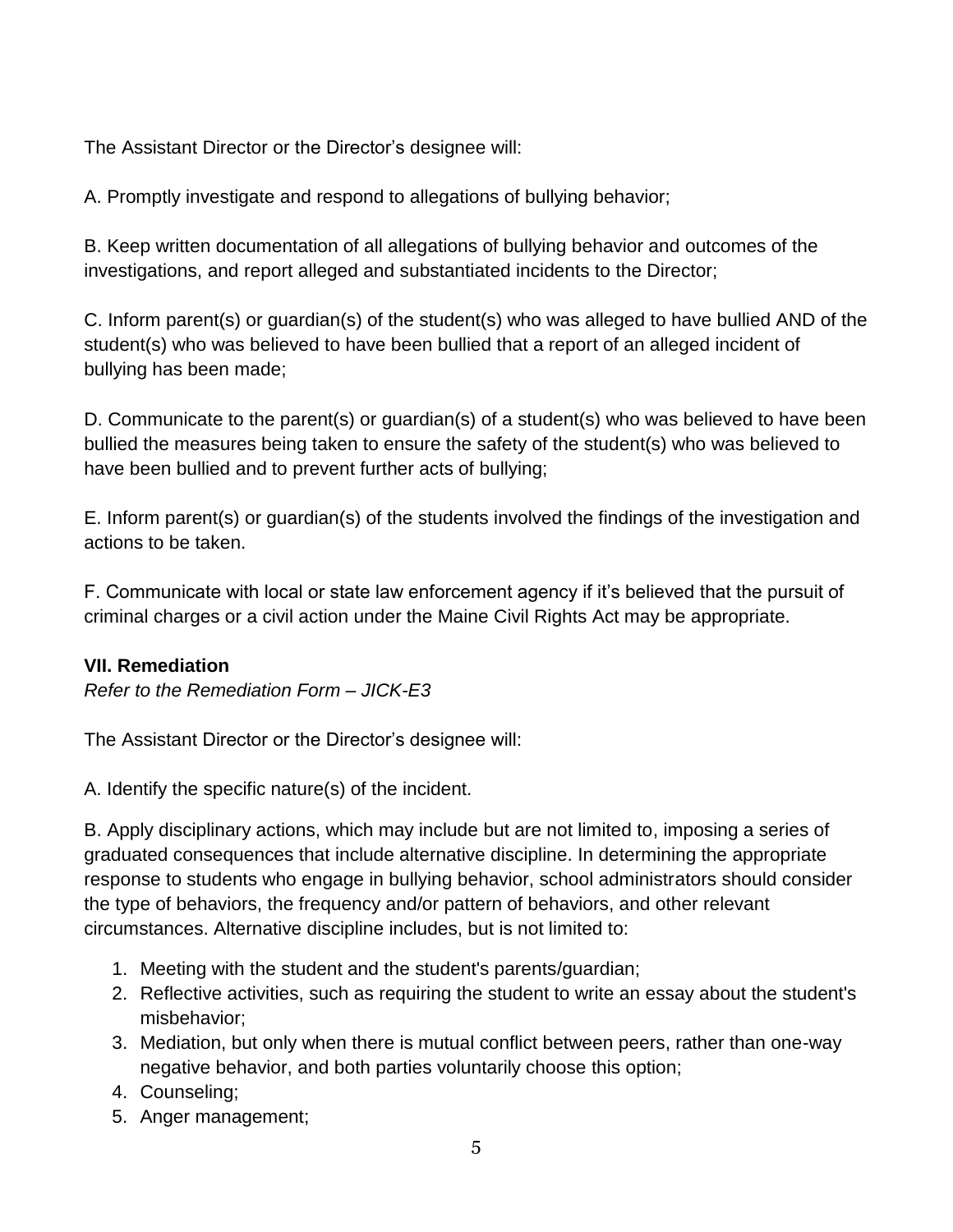The Assistant Director or the Director's designee will:

A. Promptly investigate and respond to allegations of bullying behavior;

B. Keep written documentation of all allegations of bullying behavior and outcomes of the investigations, and report alleged and substantiated incidents to the Director;

C. Inform parent(s) or guardian(s) of the student(s) who was alleged to have bullied AND of the student(s) who was believed to have been bullied that a report of an alleged incident of bullying has been made;

D. Communicate to the parent(s) or guardian(s) of a student(s) who was believed to have been bullied the measures being taken to ensure the safety of the student(s) who was believed to have been bullied and to prevent further acts of bullying;

E. Inform parent(s) or guardian(s) of the students involved the findings of the investigation and actions to be taken.

F. Communicate with local or state law enforcement agency if it's believed that the pursuit of criminal charges or a civil action under the Maine Civil Rights Act may be appropriate.

**VII. Remediation**

*Refer to the Remediation Form – JICK-E3*

The Assistant Director or the Director's designee will:

A. Identify the specific nature(s) of the incident.

B. Apply disciplinary actions, which may include but are not limited to, imposing a series of graduated consequences that include alternative discipline. In determining the appropriate response to students who engage in bullying behavior, school administrators should consider the type of behaviors, the frequency and/or pattern of behaviors, and other relevant circumstances. Alternative discipline includes, but is not limited to:

1. Meeting with the student and the student's parents/guardian;
2. Reflective activities, such as requiring the student to write an essay about the student's misbehavior;
3. Mediation, but only when there is mutual conflict between peers, rather than one-way negative behavior, and both parties voluntarily choose this option;
4. Counseling;
5. Anger management;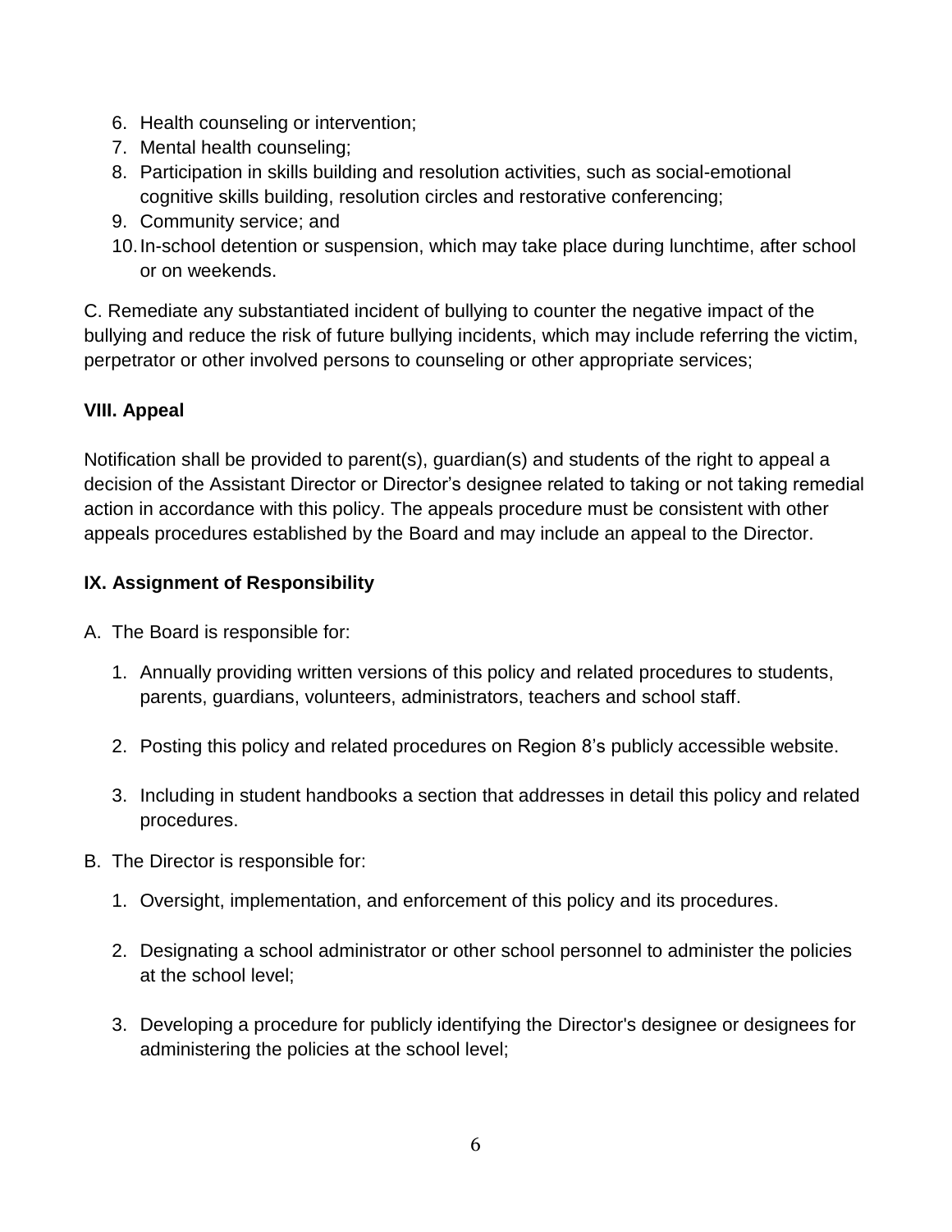6. Health counseling or intervention;
7. Mental health counseling;
8. Participation in skills building and resolution activities, such as social-emotional cognitive skills building, resolution circles and restorative conferencing;
9. Community service; and
10. In-school detention or suspension, which may take place during lunchtime, after school or on weekends.

C. Remediate any substantiated incident of bullying to counter the negative impact of the bullying and reduce the risk of future bullying incidents, which may include referring the victim, perpetrator or other involved persons to counseling or other appropriate services;

### VIII. Appeal

Notification shall be provided to parent(s), guardian(s) and students of the right to appeal a decision of the Assistant Director or Director's designee related to taking or not taking remedial action in accordance with this policy. The appeals procedure must be consistent with other appeals procedures established by the Board and may include an appeal to the Director.

### IX. Assignment of Responsibility

A. The Board is responsible for:

1. Annually providing written versions of this policy and related procedures to students, parents, guardians, volunteers, administrators, teachers and school staff.

2. Posting this policy and related procedures on Region 8's publicly accessible website.

3. Including in student handbooks a section that addresses in detail this policy and related procedures.

B. The Director is responsible for:

1. Oversight, implementation, and enforcement of this policy and its procedures.

2. Designating a school administrator or other school personnel to administer the policies at the school level;

3. Developing a procedure for publicly identifying the Director's designee or designees for administering the policies at the school level;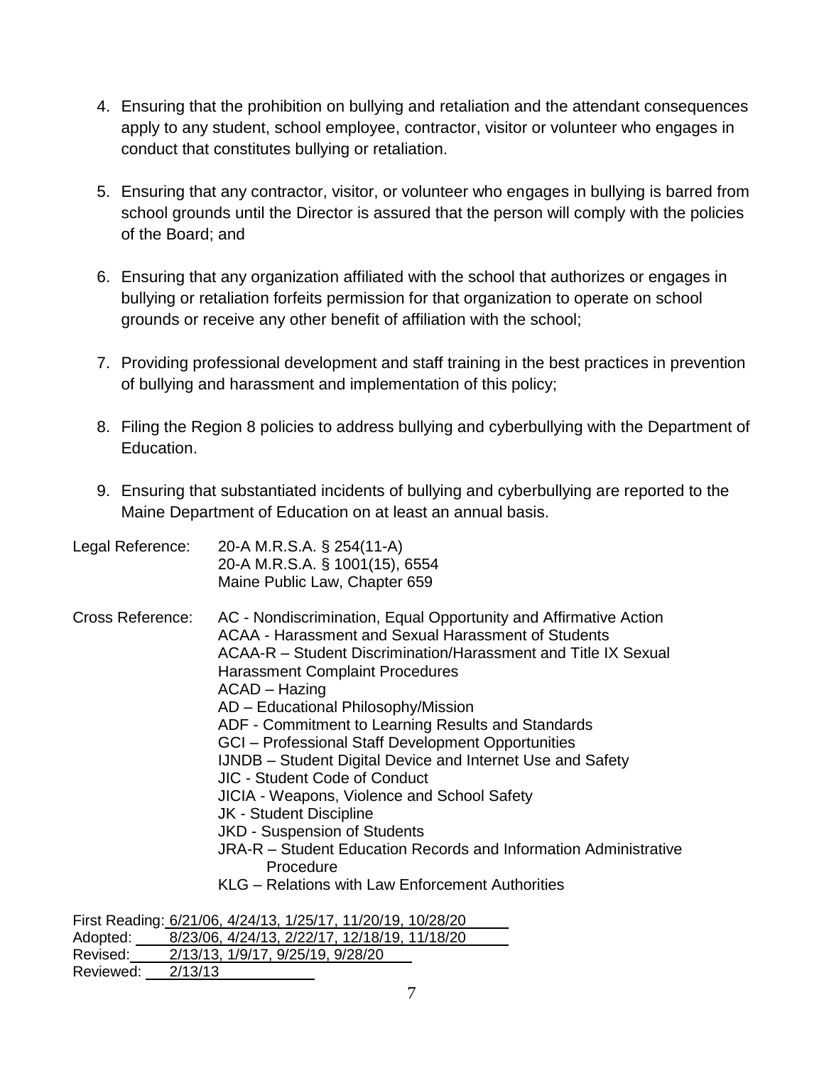4. Ensuring that the prohibition on bullying and retaliation and the attendant consequences apply to any student, school employee, contractor, visitor or volunteer who engages in conduct that constitutes bullying or retaliation.

5. Ensuring that any contractor, visitor, or volunteer who engages in bullying is barred from school grounds until the Director is assured that the person will comply with the policies of the Board; and

6. Ensuring that any organization affiliated with the school that authorizes or engages in bullying or retaliation forfeits permission for that organization to operate on school grounds or receive any other benefit of affiliation with the school;

7. Providing professional development and staff training in the best practices in prevention of bullying and harassment and implementation of this policy;

8. Filing the Region 8 policies to address bullying and cyberbullying with the Department of Education.

9. Ensuring that substantiated incidents of bullying and cyberbullying are reported to the Maine Department of Education on at least an annual basis.

Legal Reference: 20-A M.R.S.A. § 254(11-A)
20-A M.R.S.A. § 1001(15), 6554
Maine Public Law, Chapter 659

Cross Reference: AC - Nondiscrimination, Equal Opportunity and Affirmative Action
ACAA - Harassment and Sexual Harassment of Students
ACAA-R – Student Discrimination/Harassment and Title IX Sexual Harassment Complaint Procedures
ACAD – Hazing
AD – Educational Philosophy/Mission
ADF - Commitment to Learning Results and Standards
GCI – Professional Staff Development Opportunities
IJNDB – Student Digital Device and Internet Use and Safety
JIC - Student Code of Conduct
JICIA - Weapons, Violence and School Safety
JK - Student Discipline
JKD - Suspension of Students
JRA-R – Student Education Records and Information Administrative Procedure
KLG – Relations with Law Enforcement Authorities

First Reading: 6/21/06, 4/24/13, 1/25/17, 11/20/19, 10/28/20
Adopted: 8/23/06, 4/24/13, 2/22/17, 12/18/19, 11/18/20
Revised: 2/13/13, 1/9/17, 9/25/19, 9/28/20
Reviewed: 2/13/13